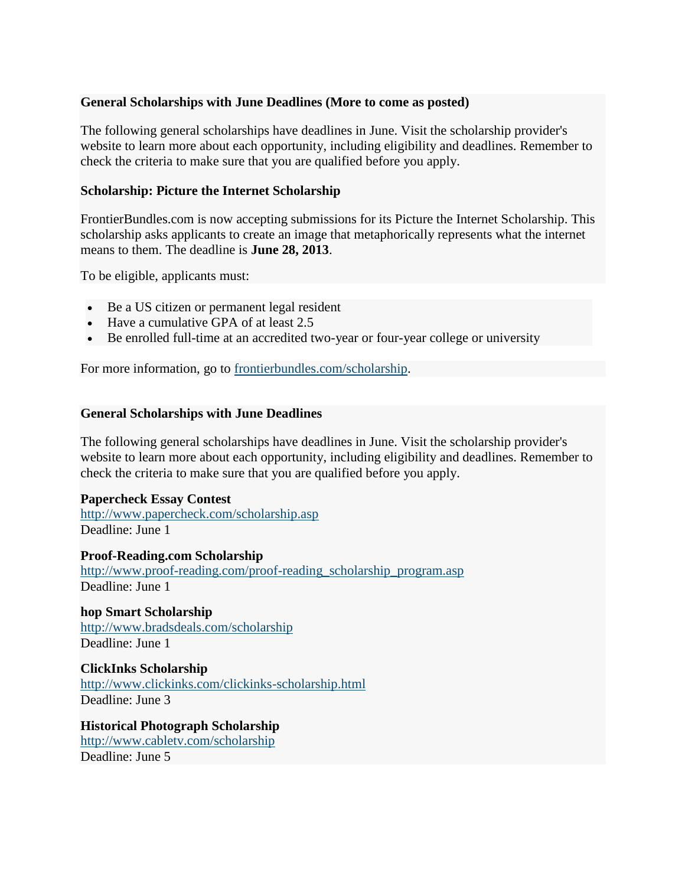**General Scholarships with June Deadlines (More to come as posted)**

The following general scholarships have deadlines in June. Visit the scholarship provider's website to learn more about each opportunity, including eligibility and deadlines. Remember to check the criteria to make sure that you are qualified before you apply.

**Scholarship: Picture the Internet Scholarship**

FrontierBundles.com is now accepting submissions for its Picture the Internet Scholarship. This scholarship asks applicants to create an image that metaphorically represents what the internet means to them. The deadline is **June 28, 2013**.

To be eligible, applicants must:

- Be a US citizen or permanent legal resident
- Have a cumulative GPA of at least 2.5
- Be enrolled full-time at an accredited two-year or four-year college or university

For more information, go to [frontierbundles.com/scholarship](frontierbundles.com/scholarship).

**General Scholarships with June Deadlines**

The following general scholarships have deadlines in June. Visit the scholarship provider's website to learn more about each opportunity, including eligibility and deadlines. Remember to check the criteria to make sure that you are qualified before you apply.

**Papercheck Essay Contest**
http://www.papercheck.com/scholarship.asp
Deadline: June 1

**Proof-Reading.com Scholarship**
http://www.proof-reading.com/proof-reading_scholarship_program.asp
Deadline: June 1

**hop Smart Scholarship**
http://www.bradsdeals.com/scholarship
Deadline: June 1

**ClickInks Scholarship**
http://www.clickinks.com/clickinks-scholarship.html
Deadline: June 3

**Historical Photograph Scholarship**
http://www.cabletv.com/scholarship
Deadline: June 5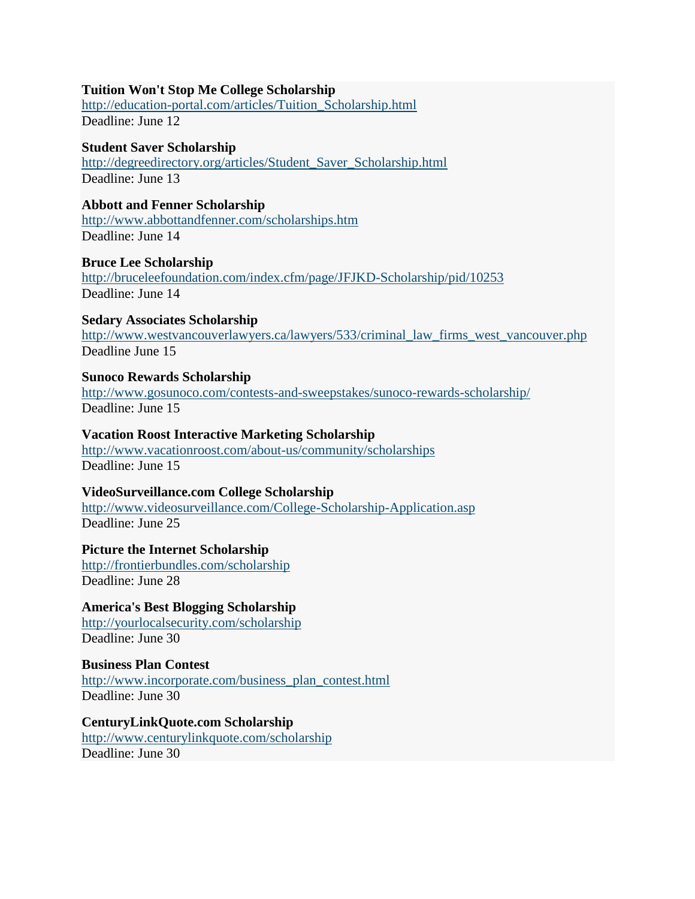**Tuition Won't Stop Me College Scholarship**
http://education-portal.com/articles/Tuition_Scholarship.html
Deadline: June 12

**Student Saver Scholarship**
http://degreedirectory.org/articles/Student_Saver_Scholarship.html
Deadline: June 13

**Abbott and Fenner Scholarship**
http://www.abbottandfenner.com/scholarships.htm
Deadline: June 14

**Bruce Lee Scholarship**
http://bruceleefoundation.com/index.cfm/page/JFJKD-Scholarship/pid/10253
Deadline: June 14

**Sedary Associates Scholarship**
http://www.westvancouverlawyers.ca/lawyers/533/criminal_law_firms_west_vancouver.php
Deadline June 15

**Sunoco Rewards Scholarship**
http://www.gosunoco.com/contests-and-sweepstakes/sunoco-rewards-scholarship/
Deadline: June 15

**Vacation Roost Interactive Marketing Scholarship**
http://www.vacationroost.com/about-us/community/scholarships
Deadline: June 15

**VideoSurveillance.com College Scholarship**
http://www.videosurveillance.com/College-Scholarship-Application.asp
Deadline: June 25

**Picture the Internet Scholarship**
http://frontierbundles.com/scholarship
Deadline: June 28

**America's Best Blogging Scholarship**
http://yourlocalsecurity.com/scholarship
Deadline: June 30

**Business Plan Contest**
http://www.incorporate.com/business_plan_contest.html
Deadline: June 30

**CenturyLinkQuote.com Scholarship**
http://www.centurylinkquote.com/scholarship
Deadline: June 30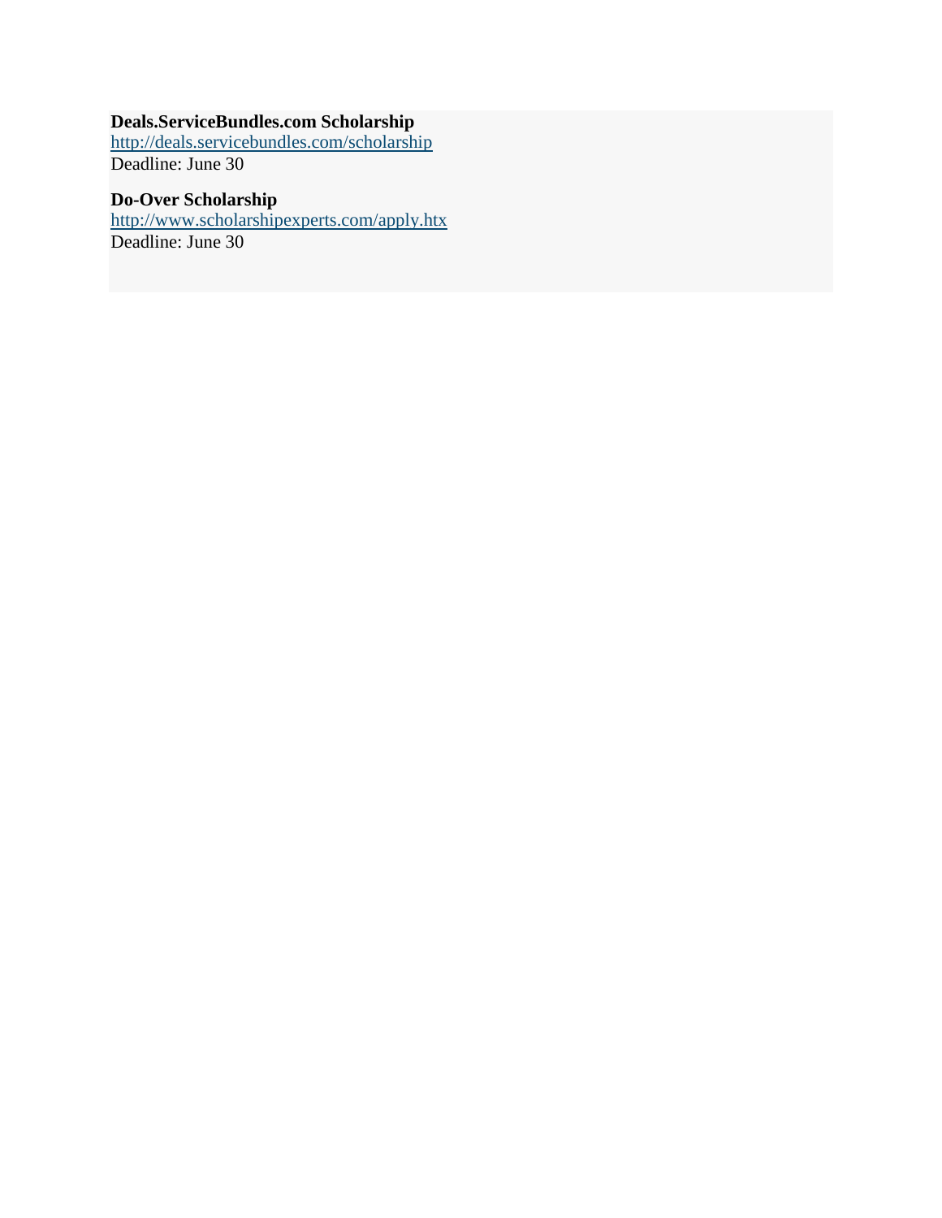**Deals.ServiceBundles.com Scholarship**
http://deals.servicebundles.com/scholarship
Deadline: June 30

**Do-Over Scholarship**
http://www.scholarshipexperts.com/apply.htx
Deadline: June 30